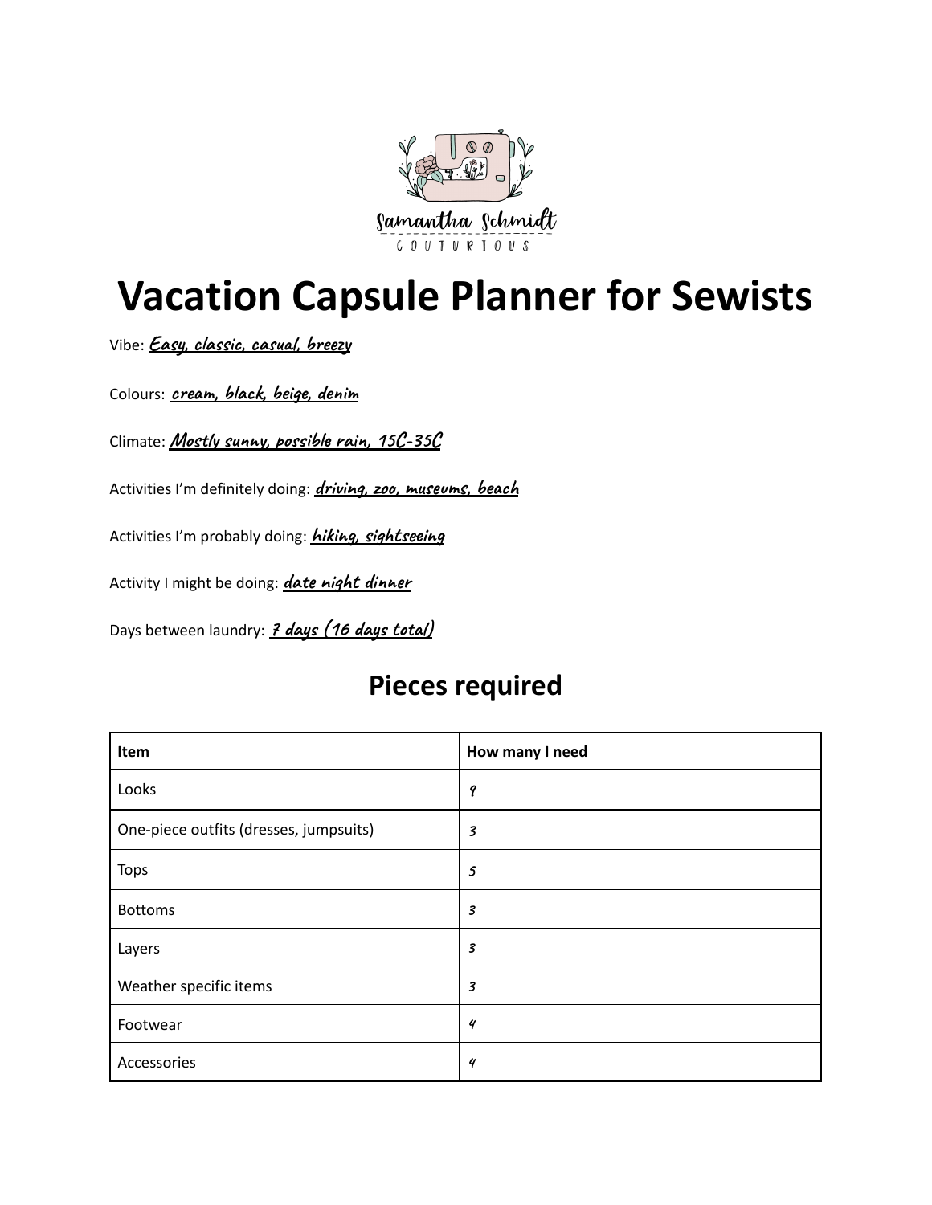Samantha Schmidt

COUTURIOUS

# Vacation Capsule Planner for Sewists

Vibe: *Easy, classic, casual, breezy*

Colours: *cream, black, beige, denim*

Climate: *Mostly sunny, possible rain, 15C-35C*

Activities I'm definitely doing: *driving, zoo, museums, beach*

Activities I'm probably doing: *hiking, sightseeing*

Activity I might be doing: *date night dinner*

Days between laundry: *7 days (16 days total)*

## Pieces required

| Item | How many I need |
|---|---|
| Looks | 9 |
| One-piece outfits (dresses, jumpsuits) | 3 |
| Tops | 5 |
| Bottoms | 3 |
| Layers | 3 |
| Weather specific items | 3 |
| Footwear | 4 |
| Accessories | 4 |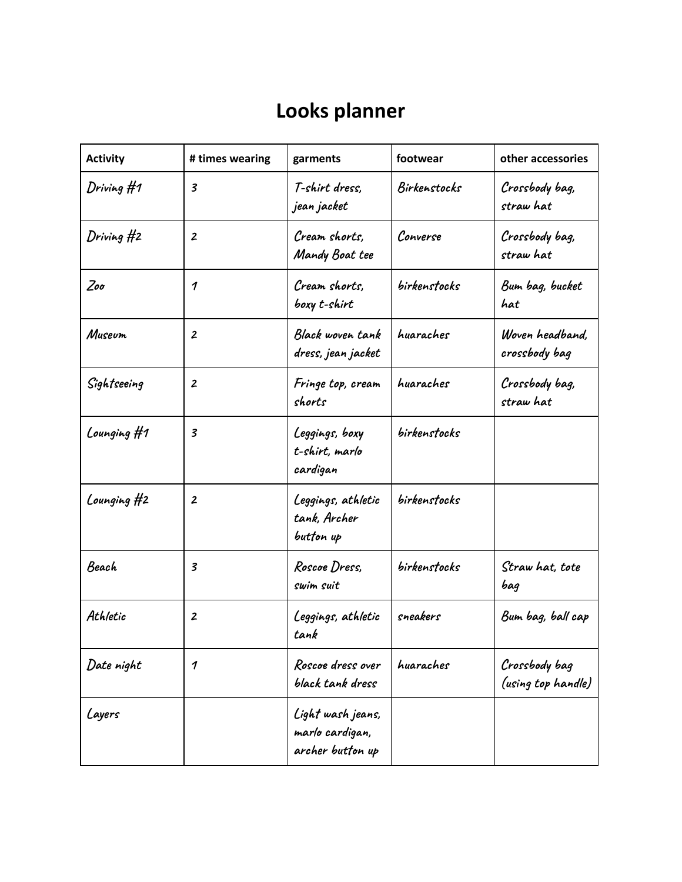# Looks planner

| Activity | # times wearing | garments | footwear | other accessories |
|---|---|---|---|---|
| Driving #1 | 3 | T-shirt dress, jean jacket | Birkenstocks | Crossbody bag, straw hat |
| Driving #2 | 2 | Cream shorts, Mandy Boat tee | Converse | Crossbody bag, straw hat |
| Zoo | 1 | Cream shorts, boxy t-shirt | birkenstocks | Bum bag, bucket hat |
| Museum | 2 | Black woven tank dress, jean jacket | huaraches | Woven headband, crossbody bag |
| Sightseeing | 2 | Fringe top, cream shorts | huaraches | Crossbody bag, straw hat |
| Lounging #1 | 3 | Leggings, boxy t-shirt, marlo cardigan | birkenstocks | |
| Lounging #2 | 2 | Leggings, athletic tank, Archer button up | birkenstocks | |
| Beach | 3 | Roscoe Dress, swim suit | birkenstocks | Straw hat, tote bag |
| Athletic | 2 | Leggings, athletic tank | sneakers | Bum bag, ball cap |
| Date night | 1 | Roscoe dress over black tank dress | huaraches | Crossbody bag (using top handle) |
| Layers | | Light wash jeans, marlo cardigan, archer button up | | |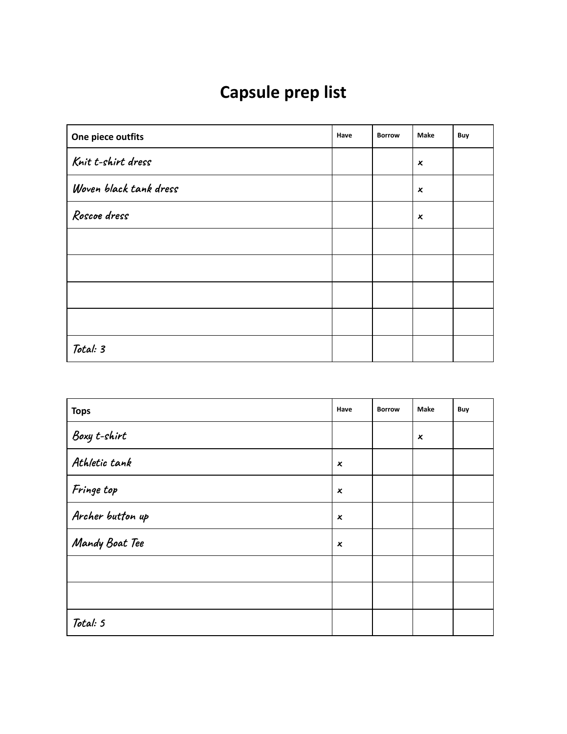# Capsule prep list

| One piece outfits | Have | Borrow | Make | Buy |
|---|---|---|---|---|
| Knit t-shirt dress | | | x | |
| Woven black tank dress | | | x | |
| Roscoe dress | | | x | |
| | | | | |
| | | | | |
| | | | | |
| | | | | |
| Total: 3 | | | | |

| Tops | Have | Borrow | Make | Buy |
|---|---|---|---|---|
| Boxy t-shirt | | | x | |
| Athletic tank | x | | | |
| Fringe top | x | | | |
| Archer button up | x | | | |
| Mandy Boat Tee | x | | | |
| | | | | |
| | | | | |
| Total: 5 | | | | |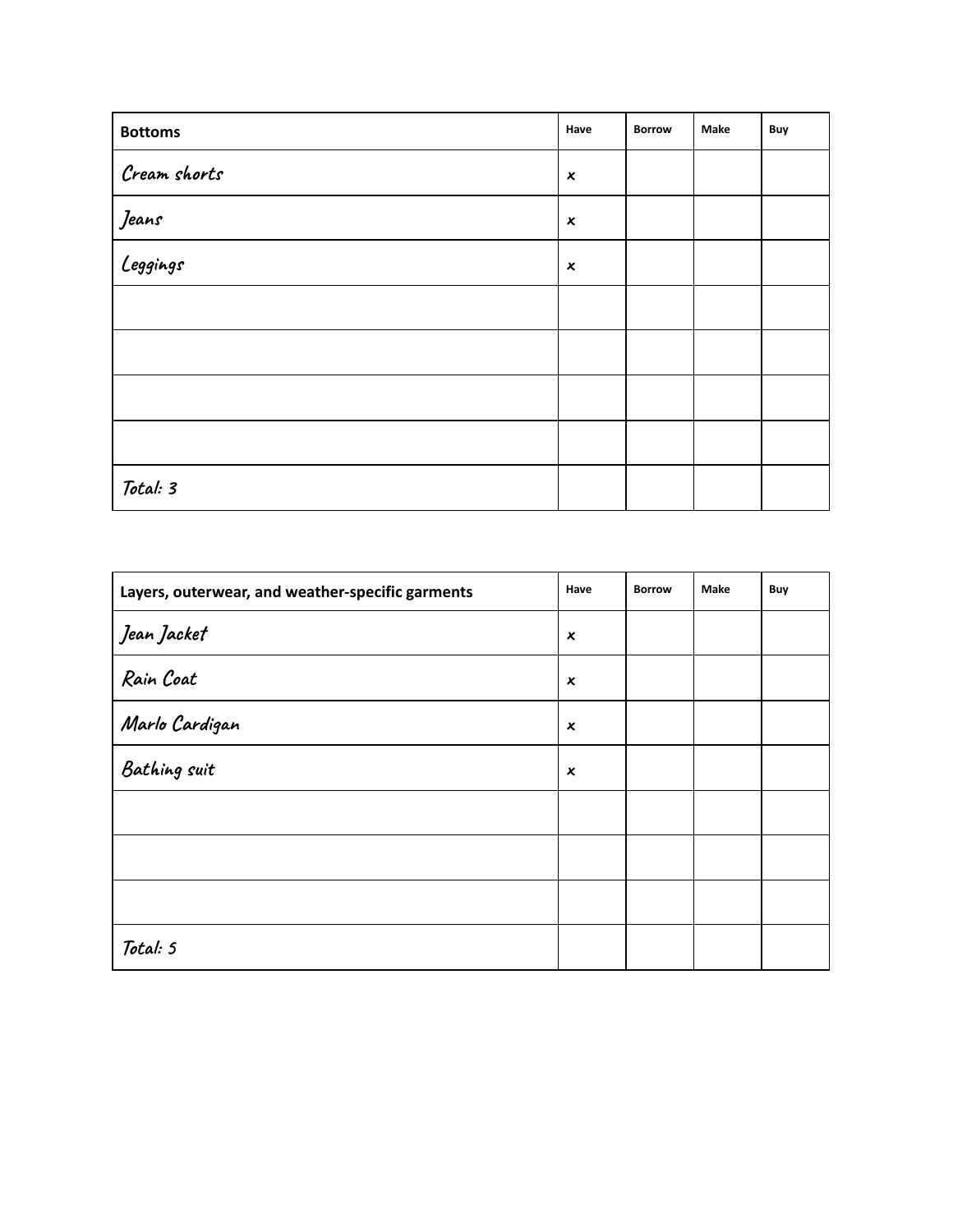| Bottoms | Have | Borrow | Make | Buy |
|---|---|---|---|---|
| Cream shorts | x | | | |
| Jeans | x | | | |
| Leggings | x | | | |
| | | | | |
| | | | | |
| | | | | |
| | | | | |
| Total: 3 | | | | |

| Layers, outerwear, and weather-specific garments | Have | Borrow | Make | Buy |
|---|---|---|---|---|
| Jean Jacket | x | | | |
| Rain Coat | x | | | |
| Marlo Cardigan | x | | | |
| Bathing suit | x | | | |
| | | | | |
| | | | | |
| | | | | |
| Total: 5 | | | | |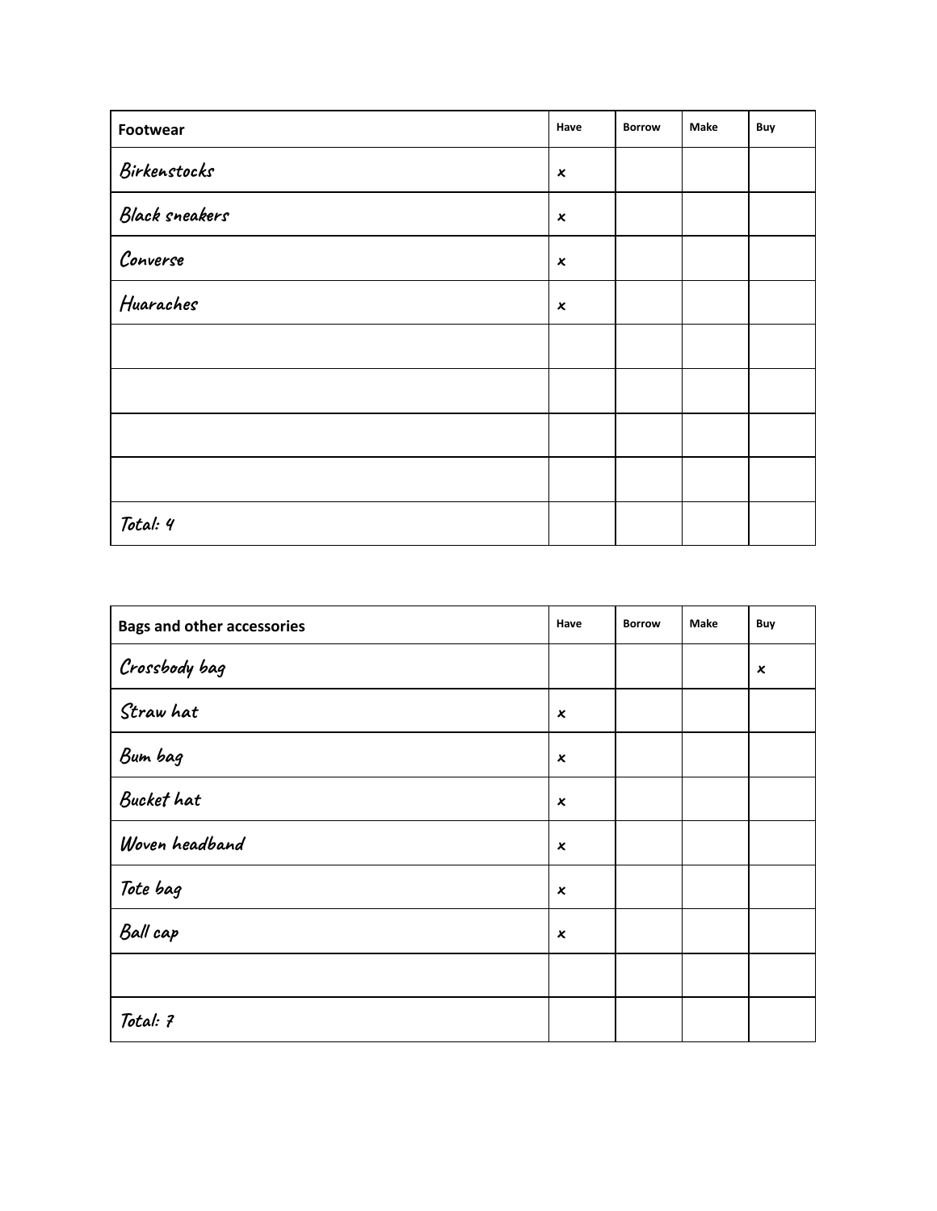| Footwear | Have | Borrow | Make | Buy |
|---|---|---|---|---|
| Birkenstocks | x | | | |
| Black sneakers | x | | | |
| Converse | x | | | |
| Huaraches | x | | | |
| | | | | |
| | | | | |
| | | | | |
| | | | | |
| Total: 4 | | | | |

| Bags and other accessories | Have | Borrow | Make | Buy |
|---|---|---|---|---|
| Crossbody bag | | | | x |
| Straw hat | x | | | |
| Bum bag | x | | | |
| Bucket hat | x | | | |
| Woven headband | x | | | |
| Tote bag | x | | | |
| Ball cap | x | | | |
| | | | | |
| Total: 7 | | | | |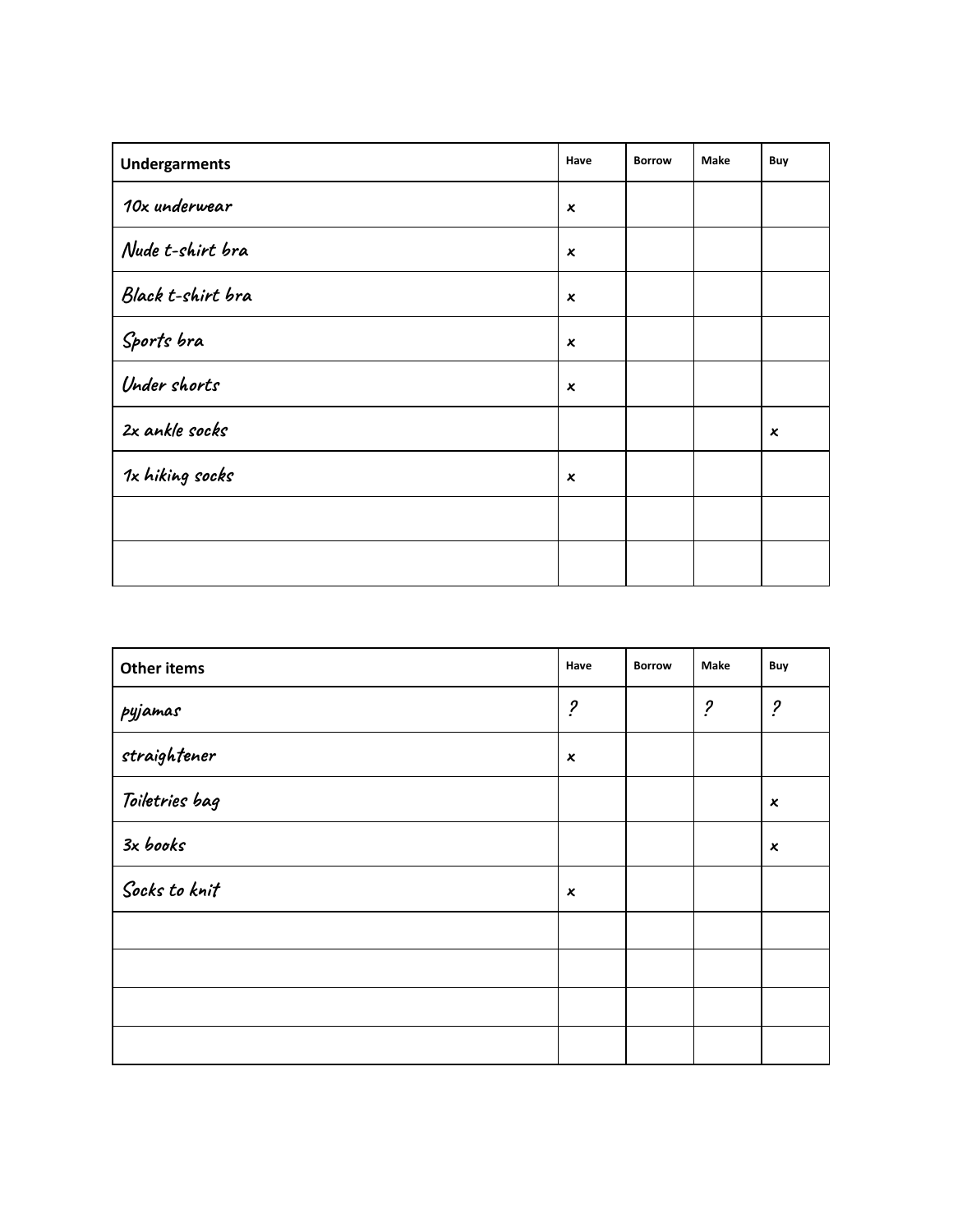| Undergarments | Have | Borrow | Make | Buy |
|---|---|---|---|---|
| 10x underwear | x | | | |
| Nude t-shirt bra | x | | | |
| Black t-shirt bra | x | | | |
| Sports bra | x | | | |
| Under shorts | x | | | |
| 2x ankle socks | | | | x |
| 1x hiking socks | x | | | |
| | | | | |
| | | | | |

| Other items | Have | Borrow | Make | Buy |
|---|---|---|---|---|
| pyjamas | ? | | ? | ? |
| straightener | x | | | |
| Toiletries bag | | | | x |
| 3x books | | | | x |
| Socks to knit | x | | | |
| | | | | |
| | | | | |
| | | | | |
| | | | | |